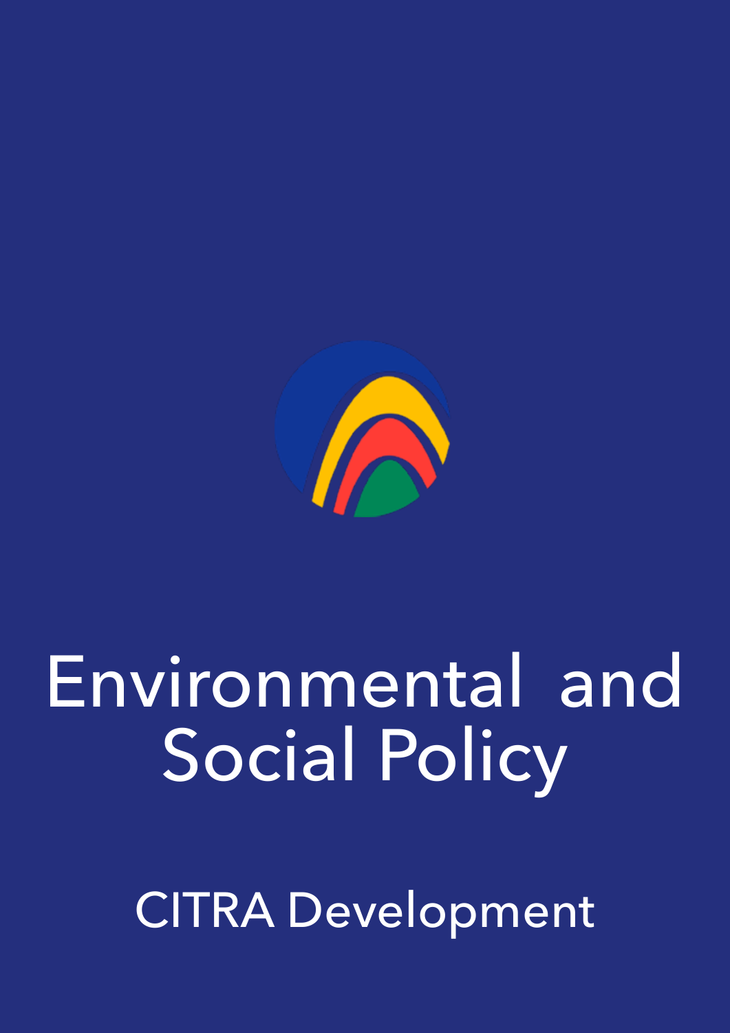# Environmental and Social Policy

CITRA Development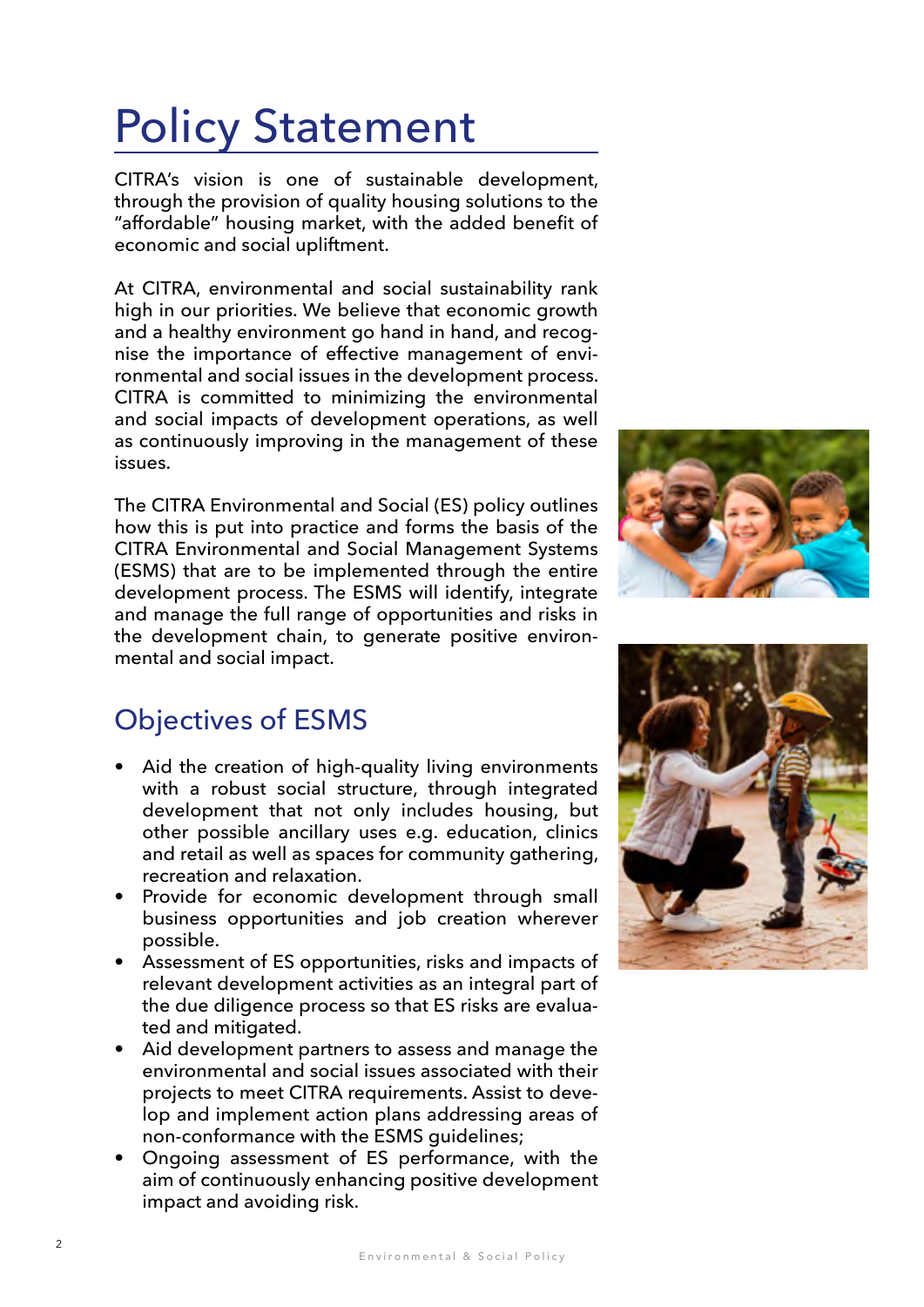# Policy Statement

CITRA's vision is one of sustainable development, through the provision of quality housing solutions to the "affordable" housing market, with the added benefit of economic and social upliftment.

At CITRA, environmental and social sustainability rank high in our priorities. We believe that economic growth and a healthy environment go hand in hand, and recognise the importance of effective management of environmental and social issues in the development process. CITRA is committed to minimizing the environmental and social impacts of development operations, as well as continuously improving in the management of these issues.

The CITRA Environmental and Social (ES) policy outlines how this is put into practice and forms the basis of the CITRA Environmental and Social Management Systems (ESMS) that are to be implemented through the entire development process. The ESMS will identify, integrate and manage the full range of opportunities and risks in the development chain, to generate positive environmental and social impact.

## Objectives of ESMS

- Aid the creation of high-quality living environments with a robust social structure, through integrated development that not only includes housing, but other possible ancillary uses e.g. education, clinics and retail as well as spaces for community gathering, recreation and relaxation.
- Provide for economic development through small business opportunities and job creation wherever possible.
- Assessment of ES opportunities, risks and impacts of relevant development activities as an integral part of the due diligence process so that ES risks are evaluated and mitigated.
- Aid development partners to assess and manage the environmental and social issues associated with their projects to meet CITRA requirements. Assist to develop and implement action plans addressing areas of non-conformance with the ESMS guidelines;
- Ongoing assessment of ES performance, with the aim of continuously enhancing positive development impact and avoiding risk.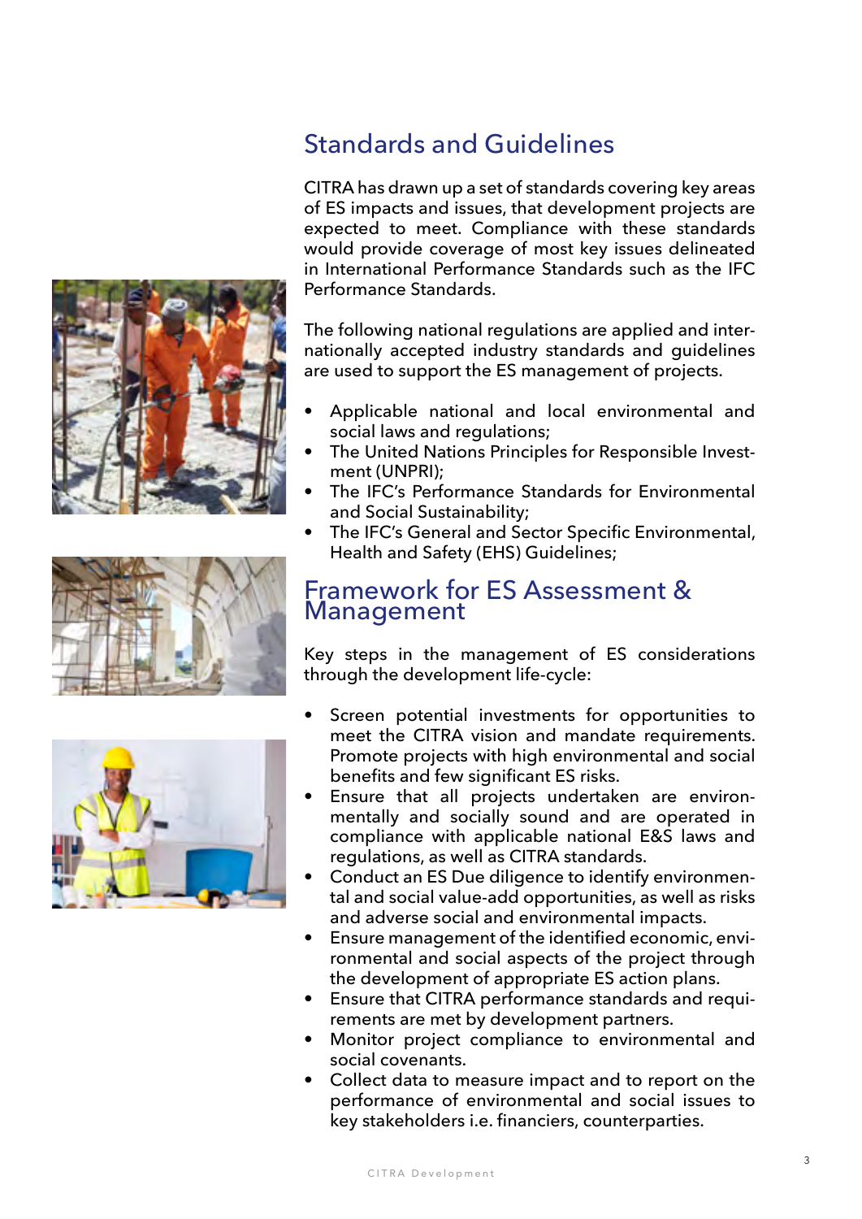## Standards and Guidelines

CITRA has drawn up a set of standards covering key areas of ES impacts and issues, that development projects are expected to meet. Compliance with these standards would provide coverage of most key issues delineated in International Performance Standards such as the IFC Performance Standards.

The following national regulations are applied and internationally accepted industry standards and guidelines are used to support the ES management of projects.

- Applicable national and local environmental and social laws and regulations;
- The United Nations Principles for Responsible Investment (UNPRI);
- The IFC's Performance Standards for Environmental and Social Sustainability;
- The IFC's General and Sector Specific Environmental, Health and Safety (EHS) Guidelines;

## Framework for ES Assessment & Management

Key steps in the management of ES considerations through the development life-cycle:

- Screen potential investments for opportunities to meet the CITRA vision and mandate requirements. Promote projects with high environmental and social benefits and few significant ES risks.
- Ensure that all projects undertaken are environmentally and socially sound and are operated in compliance with applicable national E&S laws and regulations, as well as CITRA standards.
- Conduct an ES Due diligence to identify environmental and social value-add opportunities, as well as risks and adverse social and environmental impacts.
- Ensure management of the identified economic, environmental and social aspects of the project through the development of appropriate ES action plans.
- Ensure that CITRA performance standards and requirements are met by development partners.
- Monitor project compliance to environmental and social covenants.
- Collect data to measure impact and to report on the performance of environmental and social issues to key stakeholders i.e. financiers, counterparties.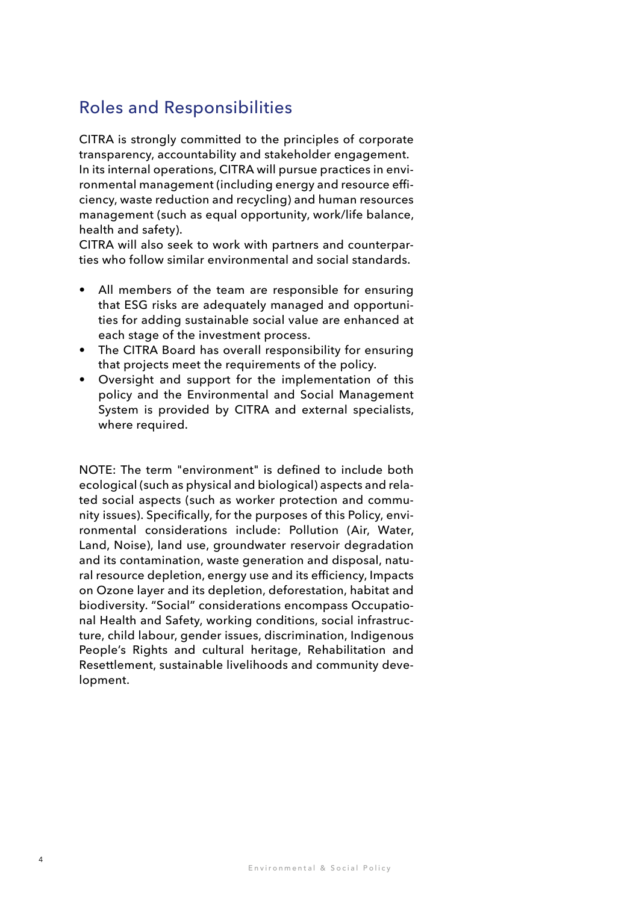## Roles and Responsibilities

CITRA is strongly committed to the principles of corporate transparency, accountability and stakeholder engagement. In its internal operations, CITRA will pursue practices in environmental management (including energy and resource efficiency, waste reduction and recycling) and human resources management (such as equal opportunity, work/life balance, health and safety).
CITRA will also seek to work with partners and counterparties who follow similar environmental and social standards.

- All members of the team are responsible for ensuring that ESG risks are adequately managed and opportunities for adding sustainable social value are enhanced at each stage of the investment process.
- The CITRA Board has overall responsibility for ensuring that projects meet the requirements of the policy.
- Oversight and support for the implementation of this policy and the Environmental and Social Management System is provided by CITRA and external specialists, where required.

NOTE: The term "environment" is defined to include both ecological (such as physical and biological) aspects and related social aspects (such as worker protection and community issues). Specifically, for the purposes of this Policy, environmental considerations include: Pollution (Air, Water, Land, Noise), land use, groundwater reservoir degradation and its contamination, waste generation and disposal, natural resource depletion, energy use and its efficiency, Impacts on Ozone layer and its depletion, deforestation, habitat and biodiversity. “Social” considerations encompass Occupational Health and Safety, working conditions, social infrastructure, child labour, gender issues, discrimination, Indigenous People’s Rights and cultural heritage, Rehabilitation and Resettlement, sustainable livelihoods and community development.